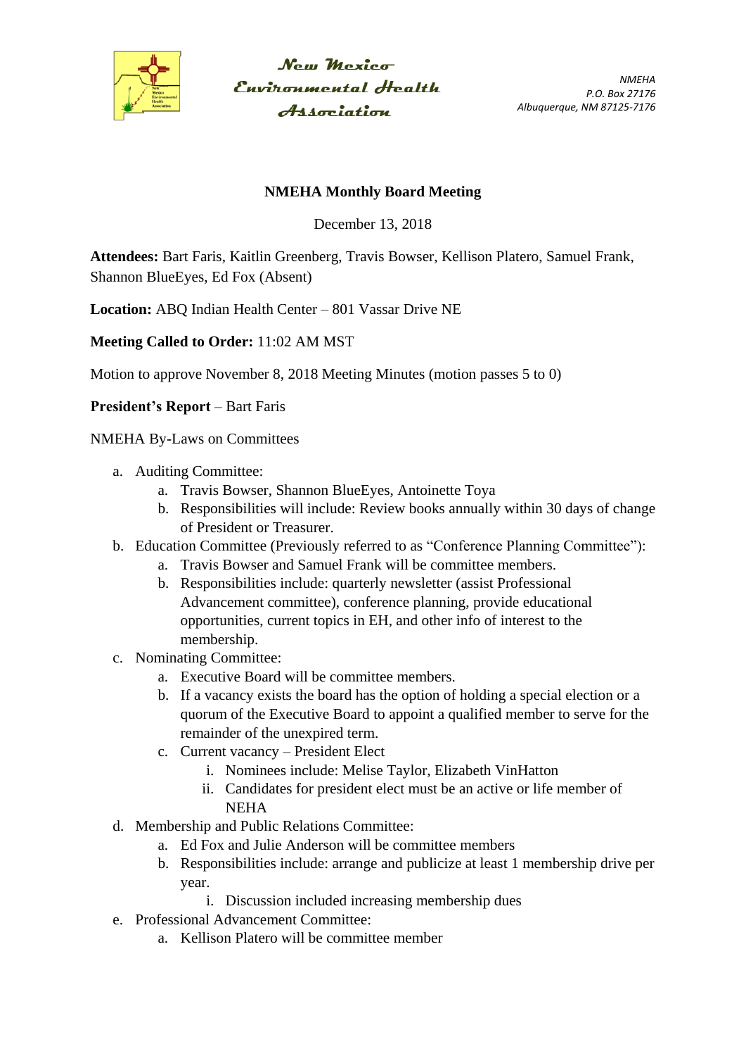New Mexico Environmental Health Association

NMEHA
P.O. Box 27176
Albuquerque, NM 87125-7176

## NMEHA Monthly Board Meeting

December 13, 2018

**Attendees:** Bart Faris, Kaitlin Greenberg, Travis Bowser, Kellison Platero, Samuel Frank, Shannon BlueEyes, Ed Fox (Absent)

**Location:** ABQ Indian Health Center – 801 Vassar Drive NE

**Meeting Called to Order:** 11:02 AM MST

Motion to approve November 8, 2018 Meeting Minutes (motion passes 5 to 0)

**President's Report** – Bart Faris

NMEHA By-Laws on Committees

a. Auditing Committee:
    a. Travis Bowser, Shannon BlueEyes, Antoinette Toya
    b. Responsibilities will include: Review books annually within 30 days of change of President or Treasurer.
b. Education Committee (Previously referred to as "Conference Planning Committee"):
    a. Travis Bowser and Samuel Frank will be committee members.
    b. Responsibilities include: quarterly newsletter (assist Professional Advancement committee), conference planning, provide educational opportunities, current topics in EH, and other info of interest to the membership.
c. Nominating Committee:
    a. Executive Board will be committee members.
    b. If a vacancy exists the board has the option of holding a special election or a quorum of the Executive Board to appoint a qualified member to serve for the remainder of the unexpired term.
    c. Current vacancy – President Elect
        i. Nominees include: Melise Taylor, Elizabeth VinHatton
        ii. Candidates for president elect must be an active or life member of NEHA
d. Membership and Public Relations Committee:
    a. Ed Fox and Julie Anderson will be committee members
    b. Responsibilities include: arrange and publicize at least 1 membership drive per year.
        i. Discussion included increasing membership dues
e. Professional Advancement Committee:
    a. Kellison Platero will be committee member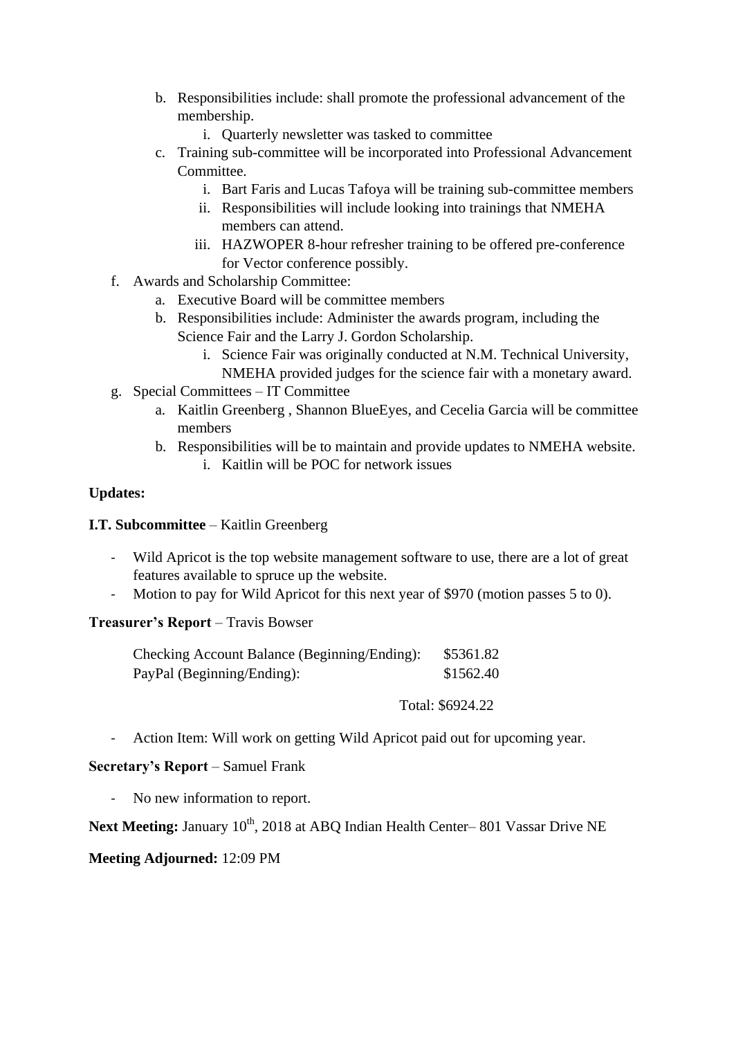b. Responsibilities include: shall promote the professional advancement of the membership.
      i. Quarterly newsletter was tasked to committee
   c. Training sub-committee will be incorporated into Professional Advancement Committee.
      i. Bart Faris and Lucas Tafoya will be training sub-committee members
      ii. Responsibilities will include looking into trainings that NMEHA members can attend.
      iii. HAZWOPER 8-hour refresher training to be offered pre-conference for Vector conference possibly.

f. Awards and Scholarship Committee:
   a. Executive Board will be committee members
   b. Responsibilities include: Administer the awards program, including the Science Fair and the Larry J. Gordon Scholarship.
      i. Science Fair was originally conducted at N.M. Technical University, NMEHA provided judges for the science fair with a monetary award.

g. Special Committees – IT Committee
   a. Kaitlin Greenberg , Shannon BlueEyes, and Cecelia Garcia will be committee members
   b. Responsibilities will be to maintain and provide updates to NMEHA website.
      i. Kaitlin will be POC for network issues

**Updates:**

**I.T. Subcommittee** – Kaitlin Greenberg

- Wild Apricot is the top website management software to use, there are a lot of great features available to spruce up the website.
- Motion to pay for Wild Apricot for this next year of $970 (motion passes 5 to 0).

**Treasurer's Report** – Travis Bowser

| | |
|---|---|
| Checking Account Balance (Beginning/Ending): | $5361.82 |
| PayPal (Beginning/Ending): | $1562.40 |
| | Total: $6924.22 |

- Action Item: Will work on getting Wild Apricot paid out for upcoming year.

**Secretary's Report** – Samuel Frank

- No new information to report.

**Next Meeting:** January 10th, 2018 at ABQ Indian Health Center– 801 Vassar Drive NE

**Meeting Adjourned:** 12:09 PM